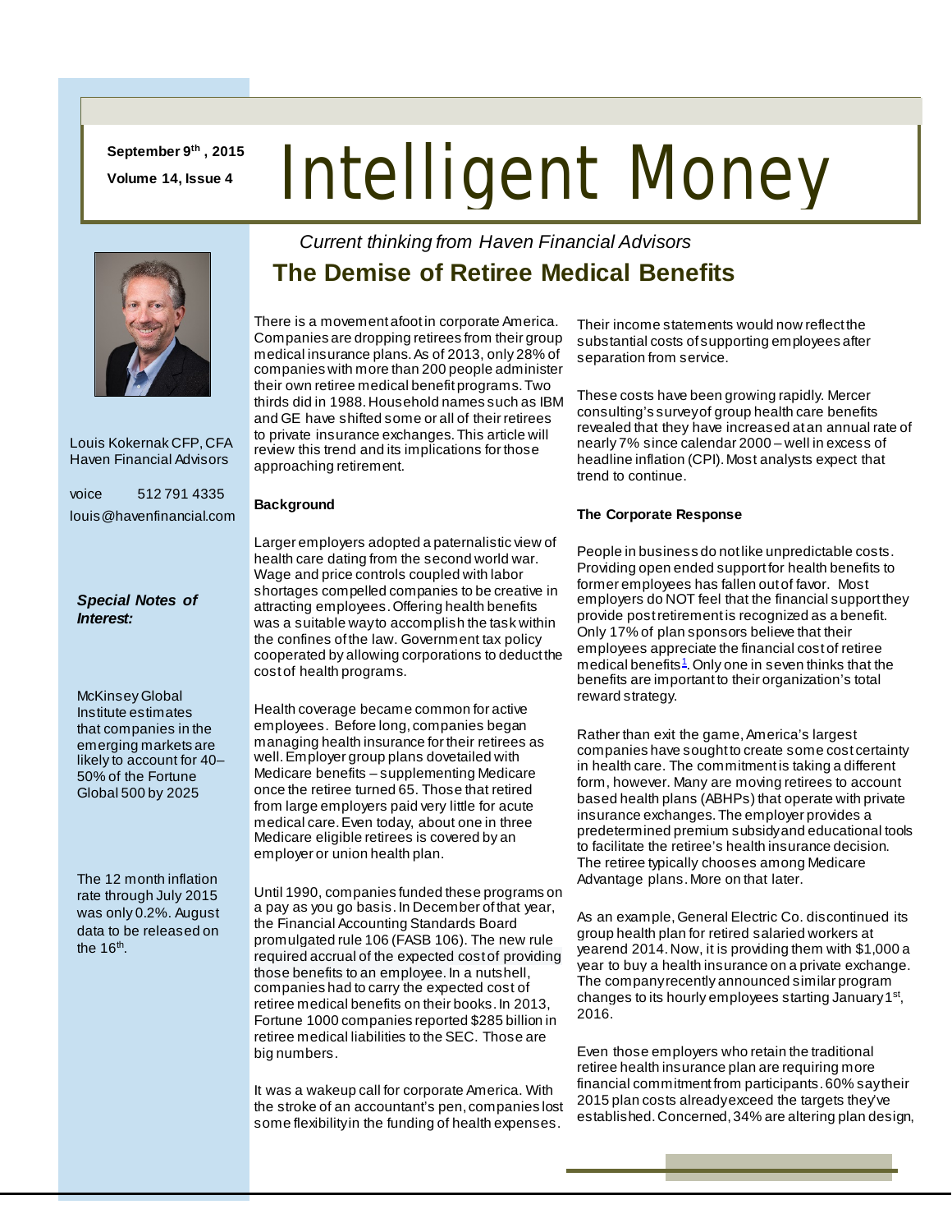September 9th, 2015

Volume 14, Issue 4

# Intelligent Money

*Current thinking from Haven Financial Advisors*

## The Demise of Retiree Medical Benefits

Louis Kokernak CFP, CFA
Haven Financial Advisors

voice 512 791 4335
louis@havenfinancial.com

***Special Notes of Interest:***

McKinsey Global Institute estimates that companies in the emerging markets are likely to account for 40–50% of the Fortune Global 500 by 2025

The 12 month inflation rate through July 2015 was only 0.2%. August data to be released on the 16th.

There is a movement afoot in corporate America. Companies are dropping retirees from their group medical insurance plans. As of 2013, only 28% of companies with more than 200 people administer their own retiree medical benefit programs. Two thirds did in 1988. Household names such as IBM and GE have shifted some or all of their retirees to private insurance exchanges. This article will review this trend and its implications for those approaching retirement.

**Background**

Larger employers adopted a paternalistic view of health care dating from the second world war. Wage and price controls coupled with labor shortages compelled companies to be creative in attracting employees. Offering health benefits was a suitable way to accomplish the task within the confines of the law. Government tax policy cooperated by allowing corporations to deduct the cost of health programs.

Health coverage became common for active employees. Before long, companies began managing health insurance for their retirees as well. Employer group plans dovetailed with Medicare benefits – supplementing Medicare once the retiree turned 65. Those that retired from large employers paid very little for acute medical care. Even today, about one in three Medicare eligible retirees is covered by an employer or union health plan.

Until 1990, companies funded these programs on a pay as you go basis. In December of that year, the Financial Accounting Standards Board promulgated rule 106 (FASB 106). The new rule required accrual of the expected cost of providing those benefits to an employee. In a nutshell, companies had to carry the expected cost of retiree medical benefits on their books. In 2013, Fortune 1000 companies reported $285 billion in retiree medical liabilities to the SEC. Those are big numbers.

It was a wakeup call for corporate America. With the stroke of an accountant's pen, companies lost some flexibility in the funding of health expenses. Their income statements would now reflect the substantial costs of supporting employees after separation from service.

These costs have been growing rapidly. Mercer consulting's survey of group health care benefits revealed that they have increased at an annual rate of nearly 7% since calendar 2000 – well in excess of headline inflation (CPI). Most analysts expect that trend to continue.

**The Corporate Response**

People in business do not like unpredictable costs. Providing open ended support for health benefits to former employees has fallen out of favor. Most employers do NOT feel that the financial support they provide post retirement is recognized as a benefit. Only 17% of plan sponsors believe that their employees appreciate the financial cost of retiree medical benefits[1]. Only one in seven thinks that the benefits are important to their organization's total reward strategy.

Rather than exit the game, America's largest companies have sought to create some cost certainty in health care. The commitment is taking a different form, however. Many are moving retirees to account based health plans (ABHPs) that operate with private insurance exchanges. The employer provides a predetermined premium subsidy and educational tools to facilitate the retiree's health insurance decision. The retiree typically chooses among Medicare Advantage plans. More on that later.

As an example, General Electric Co. discontinued its group health plan for retired salaried workers at yearend 2014. Now, it is providing them with $1,000 a year to buy a health insurance on a private exchange. The company recently announced similar program changes to its hourly employees starting January 1st, 2016.

Even those employers who retain the traditional retiree health insurance plan are requiring more financial commitment from participants. 60% say their 2015 plan costs already exceed the targets they've established. Concerned, 34% are altering plan design,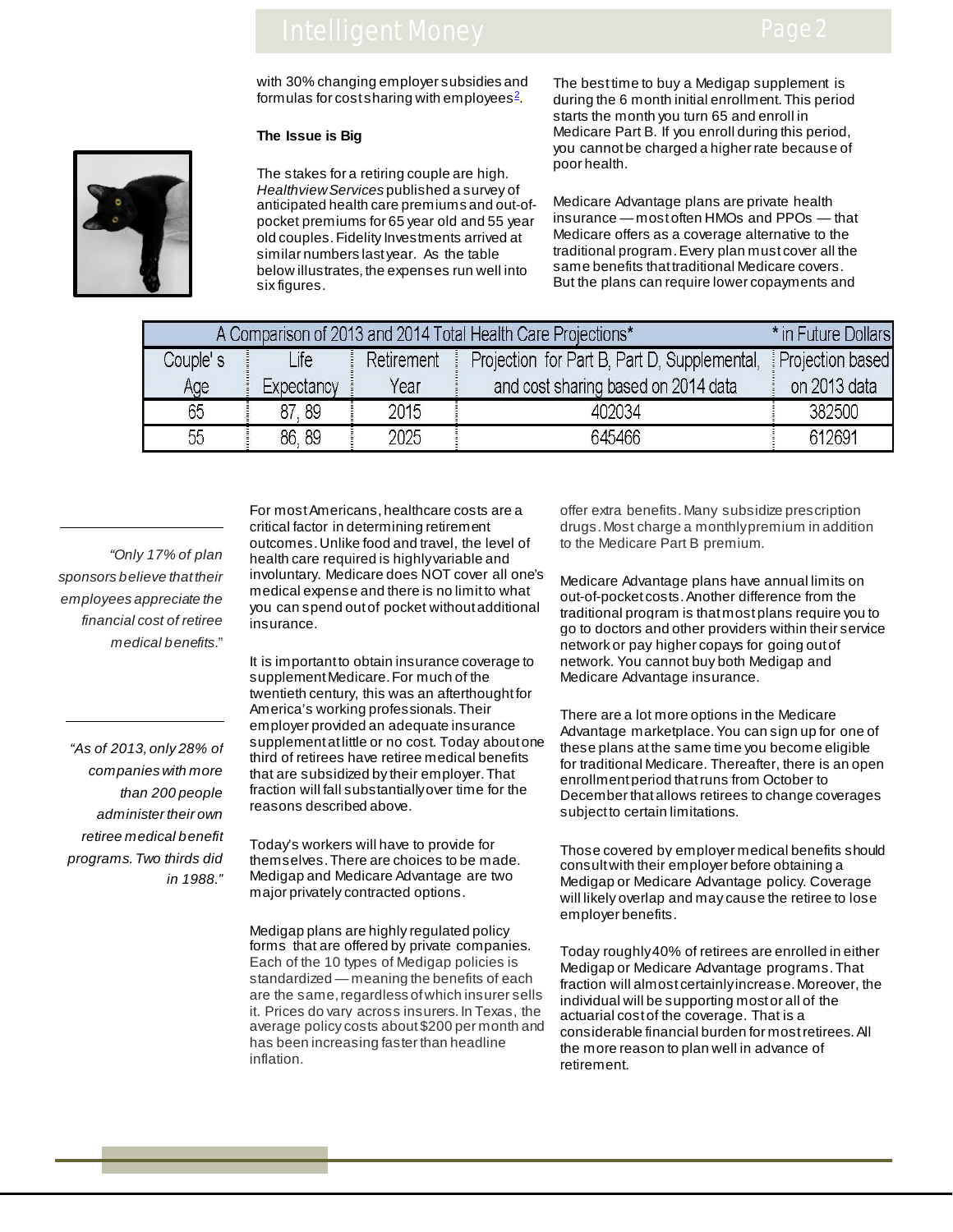with 30% changing employer subsidies and formulas for cost sharing with employees[2].

**The Issue is Big**

The stakes for a retiring couple are high. *Healthview Services* published a survey of anticipated health care premiums and out-of-pocket premiums for 65 year old and 55 year old couples. Fidelity Investments arrived at similar numbers last year. As the table below illustrates, the expenses run well into six figures.

The best time to buy a Medigap supplement is during the 6 month initial enrollment. This period starts the month you turn 65 and enroll in Medicare Part B. If you enroll during this period, you cannot be charged a higher rate because of poor health.

Medicare Advantage plans are private health insurance — most often HMOs and PPOs — that Medicare offers as a coverage alternative to the traditional program. Every plan must cover all the same benefits that traditional Medicare covers. But the plans can require lower copayments and offer extra benefits. Many subsidize prescription drugs. Most charge a monthly premium in addition to the Medicare Part B premium.

| A Comparison of 2013 and 2014 Total Health Care Projections* | | | | * in Future Dollars |
|---|---|---|---|---|
| Couple's Age | Life Expectancy | Retirement Year | Projection for Part B, Part D, Supplemental, and cost sharing based on 2014 data | Projection based on 2013 data |
| 65 | 87, 89 | 2015 | 402034 | 382500 |
| 55 | 86, 89 | 2025 | 645466 | 612691 |

*"Only 17% of plan sponsors believe that their employees appreciate the financial cost of retiree medical benefits."*

*"As of 2013, only 28% of companies with more than 200 people administer their own retiree medical benefit programs. Two thirds did in 1988."*

For most Americans, healthcare costs are a critical factor in determining retirement outcomes. Unlike food and travel, the level of health care required is highly variable and involuntary. Medicare does NOT cover all one's medical expense and there is no limit to what you can spend out of pocket without additional insurance.

It is important to obtain insurance coverage to supplement Medicare. For much of the twentieth century, this was an afterthought for America's working professionals. Their employer provided an adequate insurance supplement at little or no cost. Today about one third of retirees have retiree medical benefits that are subsidized by their employer. That fraction will fall substantially over time for the reasons described above.

Today's workers will have to provide for themselves. There are choices to be made. Medigap and Medicare Advantage are two major privately contracted options.

Medigap plans are highly regulated policy forms that are offered by private companies. Each of the 10 types of Medigap policies is standardized — meaning the benefits of each are the same, regardless of which insurer sells it. Prices do vary across insurers. In Texas, the average policy costs about $200 per month and has been increasing faster than headline inflation.

Medicare Advantage plans have annual limits on out-of-pocket costs. Another difference from the traditional program is that most plans require you to go to doctors and other providers within their service network or pay higher copays for going out of network. You cannot buy both Medigap and Medicare Advantage insurance.

There are a lot more options in the Medicare Advantage marketplace. You can sign up for one of these plans at the same time you become eligible for traditional Medicare. Thereafter, there is an open enrollment period that runs from October to December that allows retirees to change coverages subject to certain limitations.

Those covered by employer medical benefits should consult with their employer before obtaining a Medigap or Medicare Advantage policy. Coverage will likely overlap and may cause the retiree to lose employer benefits.

Today roughly 40% of retirees are enrolled in either Medigap or Medicare Advantage programs. That fraction will almost certainly increase. Moreover, the individual will be supporting most or all of the actuarial cost of the coverage. That is a considerable financial burden for most retirees. All the more reason to plan well in advance of retirement.